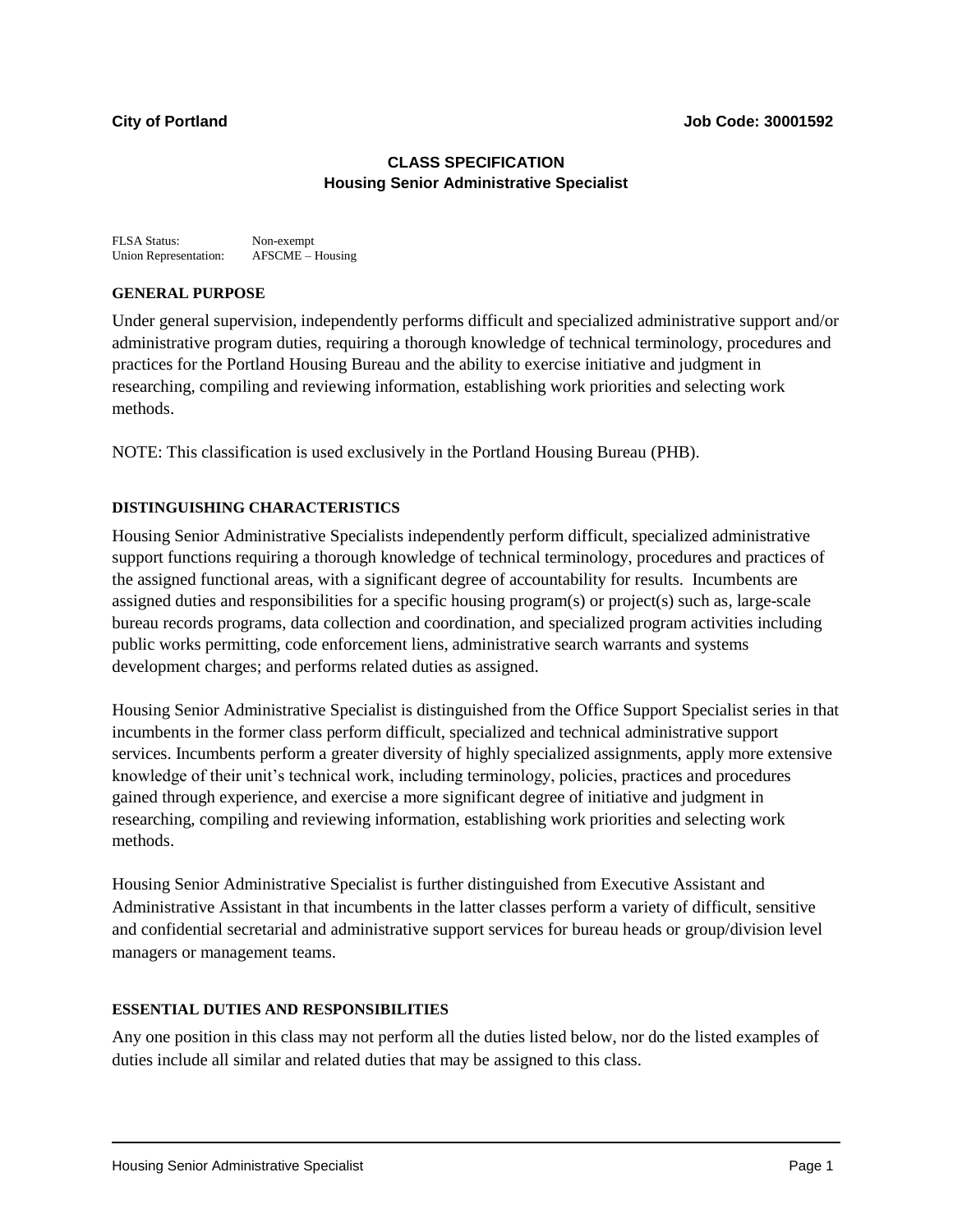**City of Portland** **Job Code: 30001592**

# CLASS SPECIFICATION
## Housing Senior Administrative Specialist

FLSA Status: Non-exempt
Union Representation: AFSCME – Housing

### GENERAL PURPOSE

Under general supervision, independently performs difficult and specialized administrative support and/or administrative program duties, requiring a thorough knowledge of technical terminology, procedures and practices for the Portland Housing Bureau and the ability to exercise initiative and judgment in researching, compiling and reviewing information, establishing work priorities and selecting work methods.

NOTE: This classification is used exclusively in the Portland Housing Bureau (PHB).

### DISTINGUISHING CHARACTERISTICS

Housing Senior Administrative Specialists independently perform difficult, specialized administrative support functions requiring a thorough knowledge of technical terminology, procedures and practices of the assigned functional areas, with a significant degree of accountability for results. Incumbents are assigned duties and responsibilities for a specific housing program(s) or project(s) such as, large-scale bureau records programs, data collection and coordination, and specialized program activities including public works permitting, code enforcement liens, administrative search warrants and systems development charges; and performs related duties as assigned.

Housing Senior Administrative Specialist is distinguished from the Office Support Specialist series in that incumbents in the former class perform difficult, specialized and technical administrative support services. Incumbents perform a greater diversity of highly specialized assignments, apply more extensive knowledge of their unit's technical work, including terminology, policies, practices and procedures gained through experience, and exercise a more significant degree of initiative and judgment in researching, compiling and reviewing information, establishing work priorities and selecting work methods.

Housing Senior Administrative Specialist is further distinguished from Executive Assistant and Administrative Assistant in that incumbents in the latter classes perform a variety of difficult, sensitive and confidential secretarial and administrative support services for bureau heads or group/division level managers or management teams.

### ESSENTIAL DUTIES AND RESPONSIBILITIES

Any one position in this class may not perform all the duties listed below, nor do the listed examples of duties include all similar and related duties that may be assigned to this class.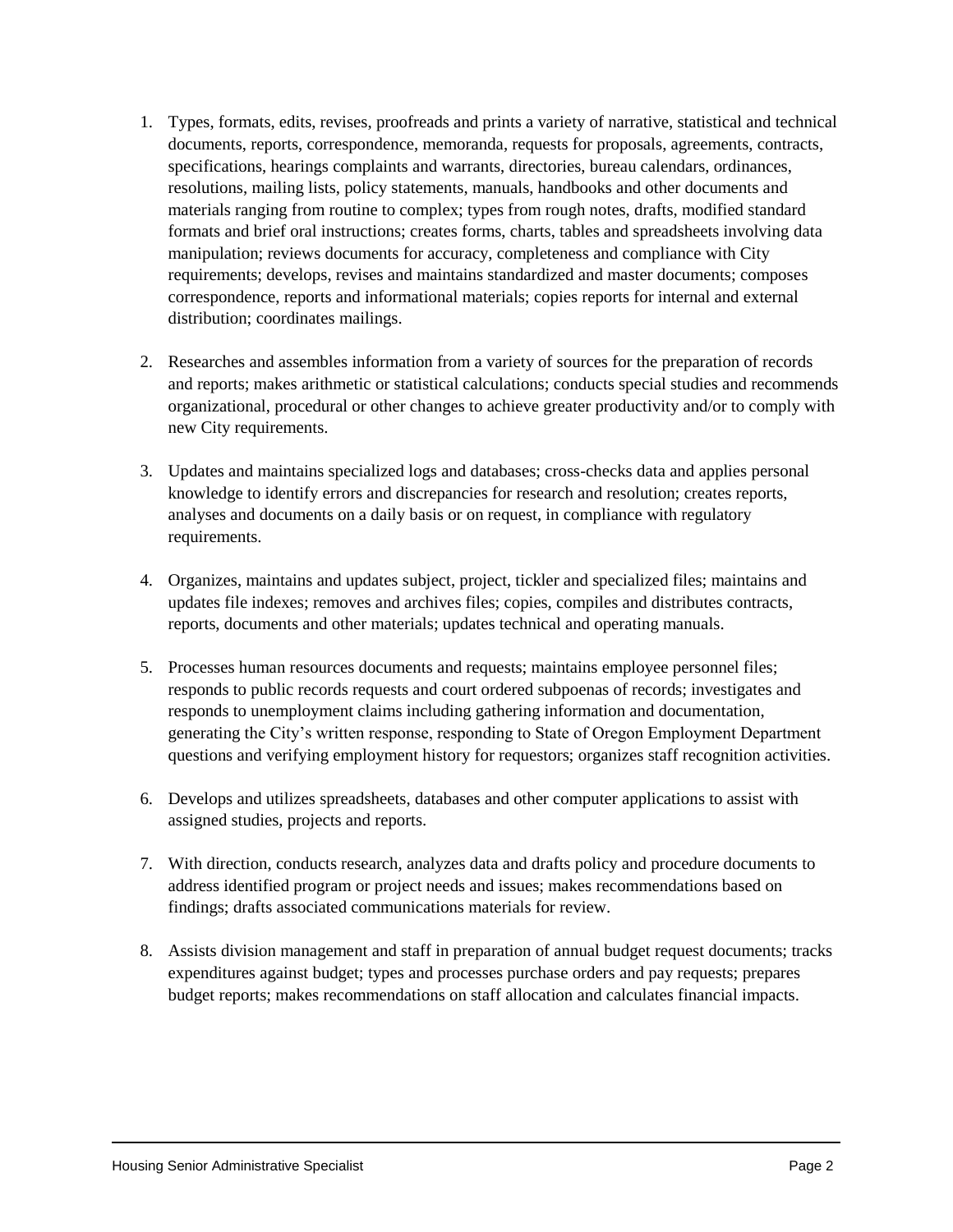1. Types, formats, edits, revises, proofreads and prints a variety of narrative, statistical and technical documents, reports, correspondence, memoranda, requests for proposals, agreements, contracts, specifications, hearings complaints and warrants, directories, bureau calendars, ordinances, resolutions, mailing lists, policy statements, manuals, handbooks and other documents and materials ranging from routine to complex; types from rough notes, drafts, modified standard formats and brief oral instructions; creates forms, charts, tables and spreadsheets involving data manipulation; reviews documents for accuracy, completeness and compliance with City requirements; develops, revises and maintains standardized and master documents; composes correspondence, reports and informational materials; copies reports for internal and external distribution; coordinates mailings.

2. Researches and assembles information from a variety of sources for the preparation of records and reports; makes arithmetic or statistical calculations; conducts special studies and recommends organizational, procedural or other changes to achieve greater productivity and/or to comply with new City requirements.

3. Updates and maintains specialized logs and databases; cross-checks data and applies personal knowledge to identify errors and discrepancies for research and resolution; creates reports, analyses and documents on a daily basis or on request, in compliance with regulatory requirements.

4. Organizes, maintains and updates subject, project, tickler and specialized files; maintains and updates file indexes; removes and archives files; copies, compiles and distributes contracts, reports, documents and other materials; updates technical and operating manuals.

5. Processes human resources documents and requests; maintains employee personnel files; responds to public records requests and court ordered subpoenas of records; investigates and responds to unemployment claims including gathering information and documentation, generating the City's written response, responding to State of Oregon Employment Department questions and verifying employment history for requestors; organizes staff recognition activities.

6. Develops and utilizes spreadsheets, databases and other computer applications to assist with assigned studies, projects and reports.

7. With direction, conducts research, analyzes data and drafts policy and procedure documents to address identified program or project needs and issues; makes recommendations based on findings; drafts associated communications materials for review.

8. Assists division management and staff in preparation of annual budget request documents; tracks expenditures against budget; types and processes purchase orders and pay requests; prepares budget reports; makes recommendations on staff allocation and calculates financial impacts.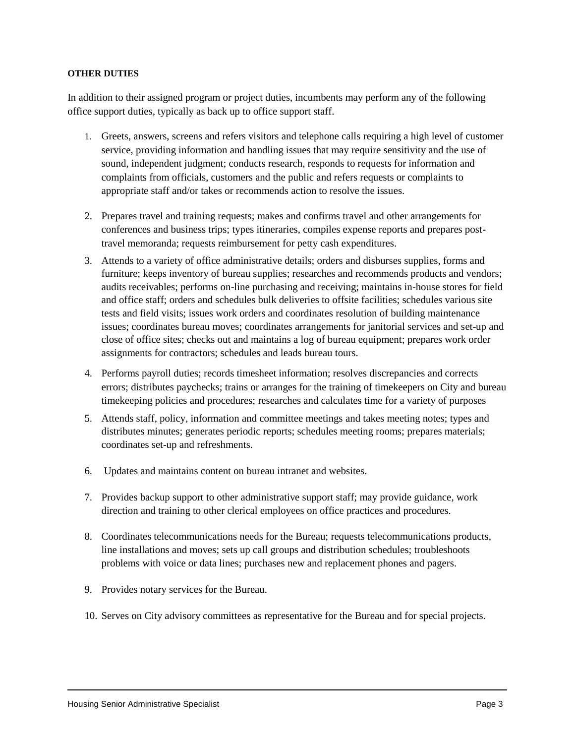**OTHER DUTIES**

In addition to their assigned program or project duties, incumbents may perform any of the following office support duties, typically as back up to office support staff.

1. Greets, answers, screens and refers visitors and telephone calls requiring a high level of customer service, providing information and handling issues that may require sensitivity and the use of sound, independent judgment; conducts research, responds to requests for information and complaints from officials, customers and the public and refers requests or complaints to appropriate staff and/or takes or recommends action to resolve the issues.

2. Prepares travel and training requests; makes and confirms travel and other arrangements for conferences and business trips; types itineraries, compiles expense reports and prepares post-travel memoranda; requests reimbursement for petty cash expenditures.

3. Attends to a variety of office administrative details; orders and disburses supplies, forms and furniture; keeps inventory of bureau supplies; researches and recommends products and vendors; audits receivables; performs on-line purchasing and receiving; maintains in-house stores for field and office staff; orders and schedules bulk deliveries to offsite facilities; schedules various site tests and field visits; issues work orders and coordinates resolution of building maintenance issues; coordinates bureau moves; coordinates arrangements for janitorial services and set-up and close of office sites; checks out and maintains a log of bureau equipment; prepares work order assignments for contractors; schedules and leads bureau tours.

4. Performs payroll duties; records timesheet information; resolves discrepancies and corrects errors; distributes paychecks; trains or arranges for the training of timekeepers on City and bureau timekeeping policies and procedures; researches and calculates time for a variety of purposes

5. Attends staff, policy, information and committee meetings and takes meeting notes; types and distributes minutes; generates periodic reports; schedules meeting rooms; prepares materials; coordinates set-up and refreshments.

6. Updates and maintains content on bureau intranet and websites.

7. Provides backup support to other administrative support staff; may provide guidance, work direction and training to other clerical employees on office practices and procedures.

8. Coordinates telecommunications needs for the Bureau; requests telecommunications products, line installations and moves; sets up call groups and distribution schedules; troubleshoots problems with voice or data lines; purchases new and replacement phones and pagers.

9. Provides notary services for the Bureau.

10. Serves on City advisory committees as representative for the Bureau and for special projects.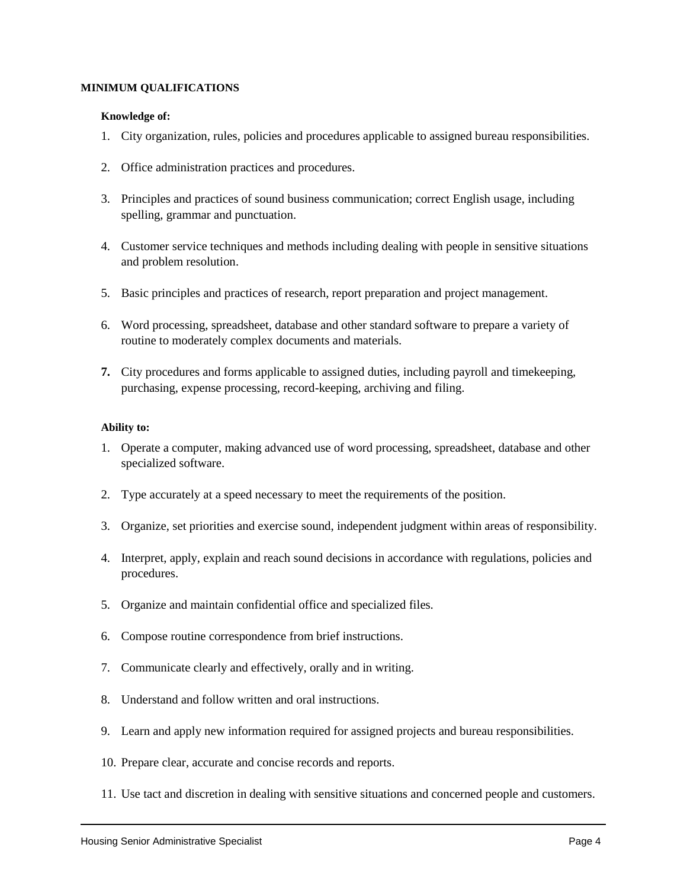## MINIMUM QUALIFICATIONS

### Knowledge of:

1. City organization, rules, policies and procedures applicable to assigned bureau responsibilities.
2. Office administration practices and procedures.
3. Principles and practices of sound business communication; correct English usage, including spelling, grammar and punctuation.
4. Customer service techniques and methods including dealing with people in sensitive situations and problem resolution.
5. Basic principles and practices of research, report preparation and project management.
6. Word processing, spreadsheet, database and other standard software to prepare a variety of routine to moderately complex documents and materials.
7. City procedures and forms applicable to assigned duties, including payroll and timekeeping, purchasing, expense processing, record-keeping, archiving and filing.

### Ability to:

1. Operate a computer, making advanced use of word processing, spreadsheet, database and other specialized software.
2. Type accurately at a speed necessary to meet the requirements of the position.
3. Organize, set priorities and exercise sound, independent judgment within areas of responsibility.
4. Interpret, apply, explain and reach sound decisions in accordance with regulations, policies and procedures.
5. Organize and maintain confidential office and specialized files.
6. Compose routine correspondence from brief instructions.
7. Communicate clearly and effectively, orally and in writing.
8. Understand and follow written and oral instructions.
9. Learn and apply new information required for assigned projects and bureau responsibilities.
10. Prepare clear, accurate and concise records and reports.
11. Use tact and discretion in dealing with sensitive situations and concerned people and customers.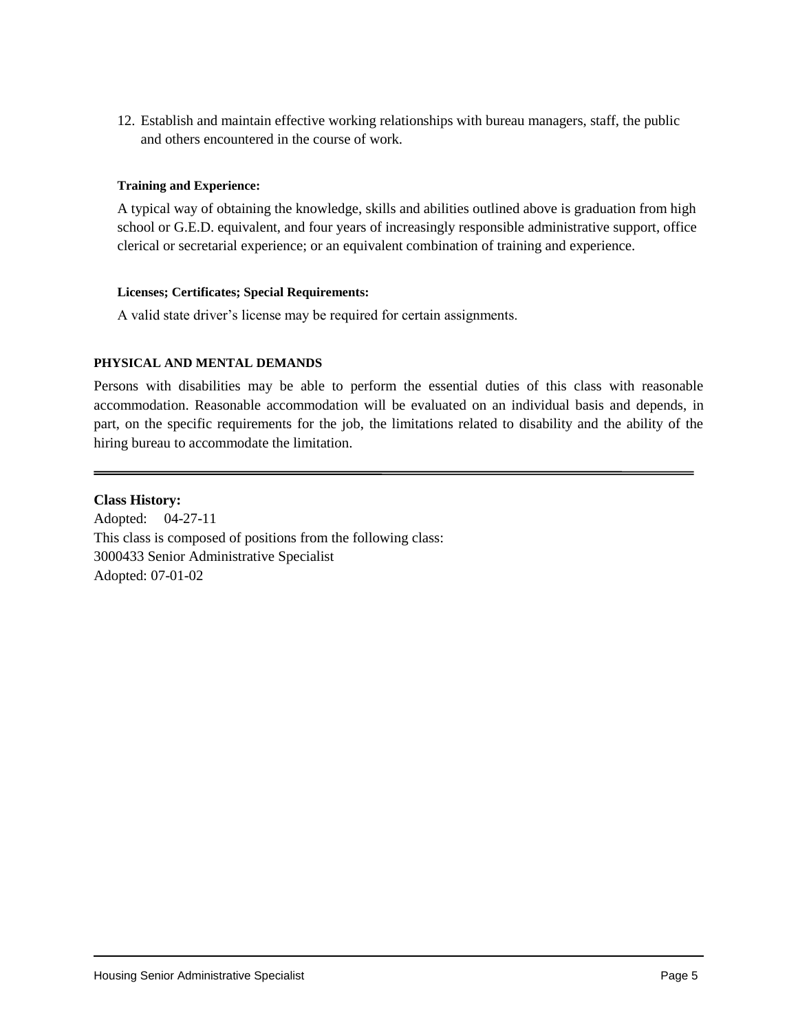12. Establish and maintain effective working relationships with bureau managers, staff, the public and others encountered in the course of work.

**Training and Experience:**

A typical way of obtaining the knowledge, skills and abilities outlined above is graduation from high school or G.E.D. equivalent, and four years of increasingly responsible administrative support, office clerical or secretarial experience; or an equivalent combination of training and experience.

**Licenses; Certificates; Special Requirements:**

A valid state driver's license may be required for certain assignments.

## PHYSICAL AND MENTAL DEMANDS

Persons with disabilities may be able to perform the essential duties of this class with reasonable accommodation. Reasonable accommodation will be evaluated on an individual basis and depends, in part, on the specific requirements for the job, the limitations related to disability and the ability of the hiring bureau to accommodate the limitation.

---

**Class History:**

Adopted: 04-27-11
This class is composed of positions from the following class:
3000433 Senior Administrative Specialist
Adopted: 07-01-02